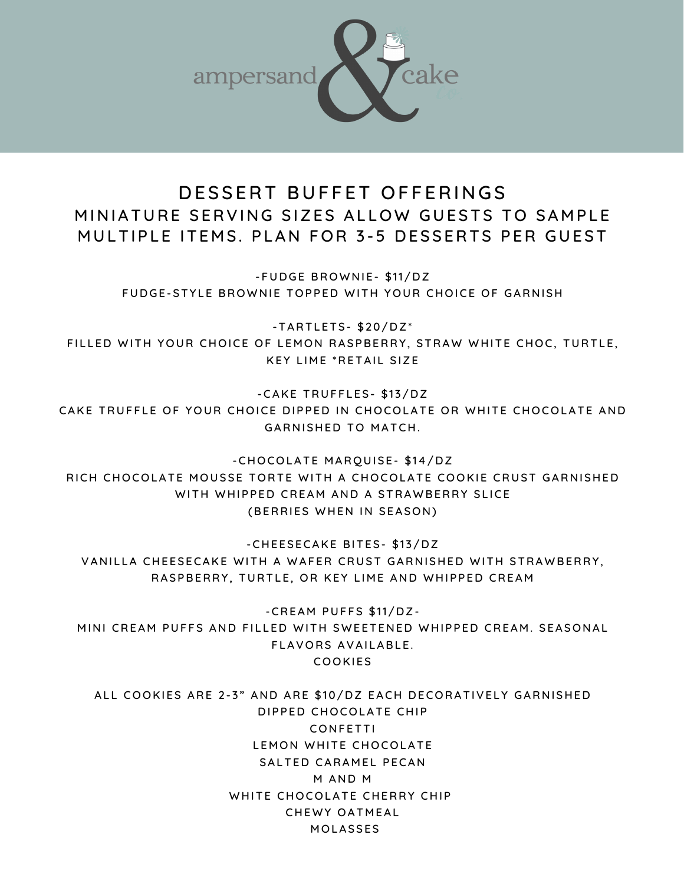ampersand & cake

# DESSERT BUFFET OFFERINGS

## MINIATURE SERVING SIZES ALLOW GUESTS TO SAMPLE MULTIPLE ITEMS. PLAN FOR 3-5 DESSERTS PER GUEST

-FUDGE BROWNIE- $11/DZ
FUDGE-STYLE BROWNIE TOPPED WITH YOUR CHOICE OF GARNISH

-TARTLETS- $20/DZ*
FILLED WITH YOUR CHOICE OF LEMON RASPBERRY, STRAW WHITE CHOC, TURTLE, KEY LIME *RETAIL SIZE

-CAKE TRUFFLES- $13/DZ
CAKE TRUFFLE OF YOUR CHOICE DIPPED IN CHOCOLATE OR WHITE CHOCOLATE AND GARNISHED TO MATCH.

-CHOCOLATE MARQUISE- $14/DZ
RICH CHOCOLATE MOUSSE TORTE WITH A CHOCOLATE COOKIE CRUST GARNISHED WITH WHIPPED CREAM AND A STRAWBERRY SLICE
(BERRIES WHEN IN SEASON)

-CHEESECAKE BITES- $13/DZ
VANILLA CHEESECAKE WITH A WAFER CRUST GARNISHED WITH STRAWBERRY, RASPBERRY, TURTLE, OR KEY LIME AND WHIPPED CREAM

-CREAM PUFFS $11/DZ-
MINI CREAM PUFFS AND FILLED WITH SWEETENED WHIPPED CREAM. SEASONAL FLAVORS AVAILABLE.

COOKIES

ALL COOKIES ARE 2-3" AND ARE $10/DZ EACH DECORATIVELY GARNISHED

DIPPED CHOCOLATE CHIP
CONFETTI
LEMON WHITE CHOCOLATE
SALTED CARAMEL PECAN
M AND M
WHITE CHOCOLATE CHERRY CHIP
CHEWY OATMEAL
MOLASSES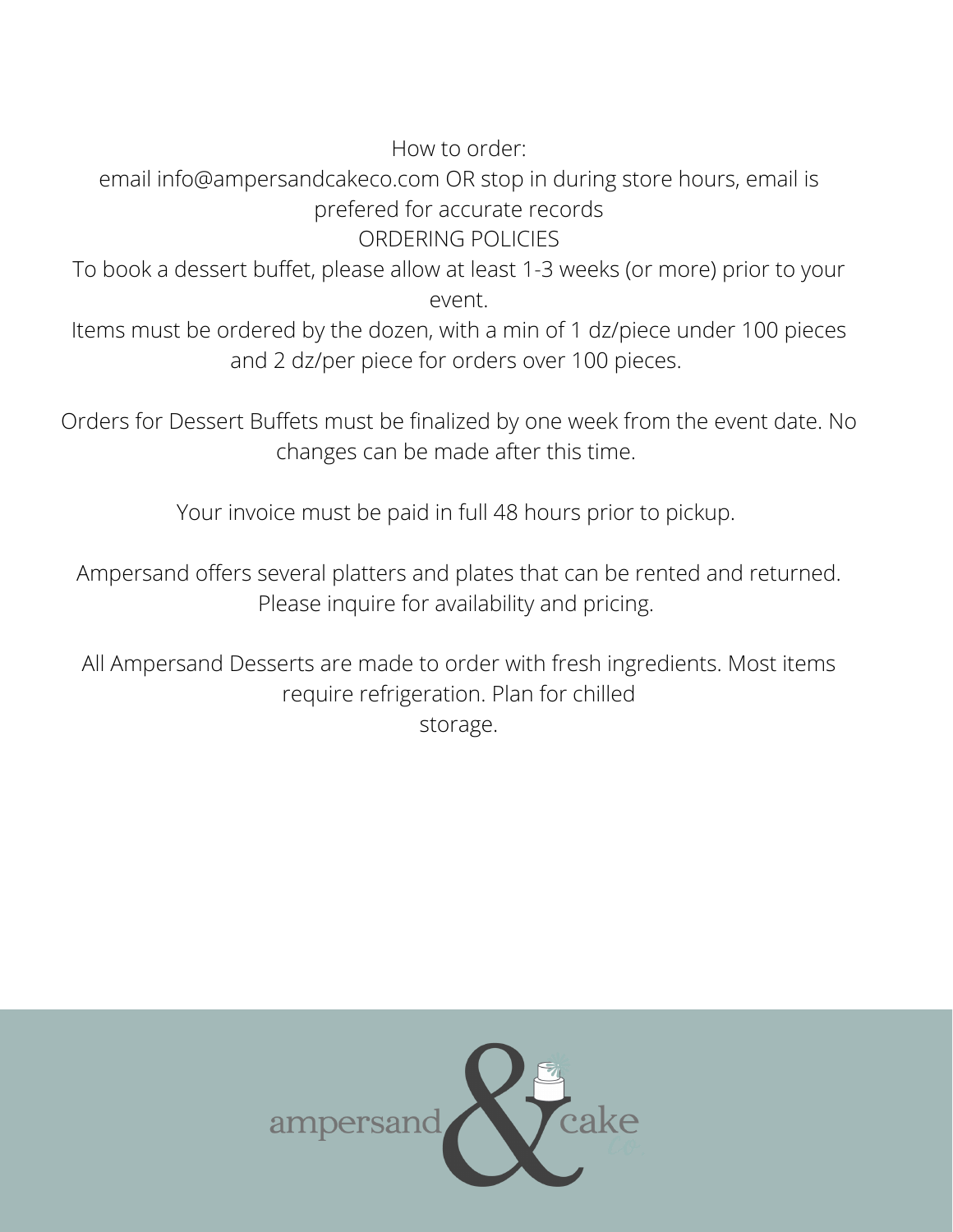How to order:

email info@ampersandcakeco.com OR stop in during store hours, email is prefered for accurate records

ORDERING POLICIES

To book a dessert buffet, please allow at least 1-3 weeks (or more) prior to your event.

Items must be ordered by the dozen, with a min of 1 dz/piece under 100 pieces and 2 dz/per piece for orders over 100 pieces.

Orders for Dessert Buffets must be finalized by one week from the event date. No changes can be made after this time.

Your invoice must be paid in full 48 hours prior to pickup.

Ampersand offers several platters and plates that can be rented and returned. Please inquire for availability and pricing.

All Ampersand Desserts are made to order with fresh ingredients. Most items require refrigeration. Plan for chilled storage.

ampersand & cake co